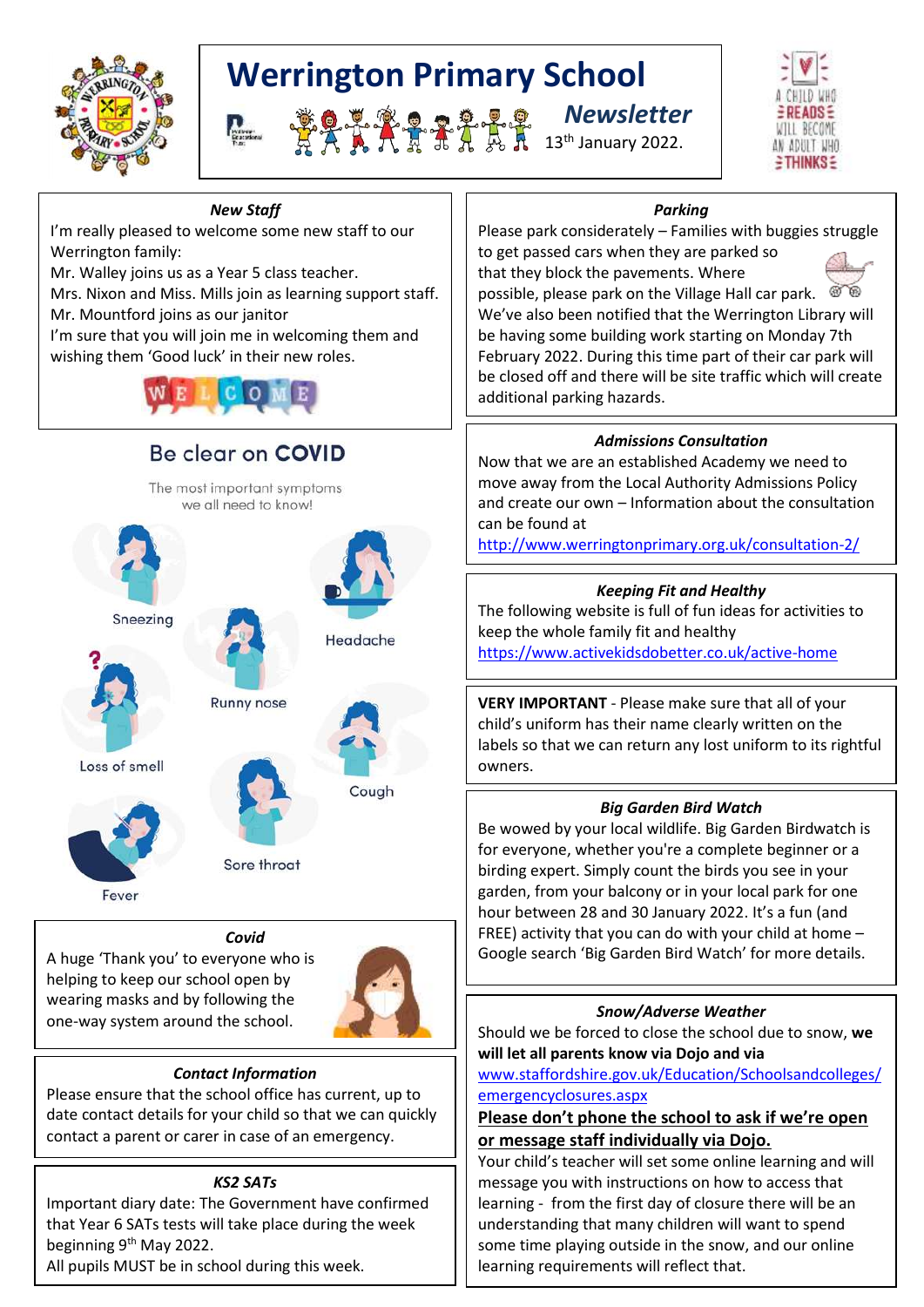# Werrington Primary School

## Newsletter

13th January 2022.

A CHILD WHO READS WILL BECOME AN ADULT WHO THINKS

### *New Staff*

I'm really pleased to welcome some new staff to our Werrington family:
Mr. Walley joins us as a Year 5 class teacher.
Mrs. Nixon and Miss. Mills join as learning support staff.
Mr. Mountford joins as our janitor
I'm sure that you will join me in welcoming them and wishing them 'Good luck' in their new roles.

WELCOME

### Be clear on COVID

The most important symptoms we all need to know!

- Sneezing
- Headache
- Runny nose
- Loss of smell
- Cough
- Sore throat
- Fever

### *Covid*

A huge 'Thank you' to everyone who is helping to keep our school open by wearing masks and by following the one-way system around the school.

### *Contact Information*

Please ensure that the school office has current, up to date contact details for your child so that we can quickly contact a parent or carer in case of an emergency.

### *KS2 SATs*

Important diary date: The Government have confirmed that Year 6 SATs tests will take place during the week beginning 9th May 2022.
All pupils MUST be in school during this week.

### *Parking*

Please park considerately – Families with buggies struggle to get passed cars when they are parked so that they block the pavements. Where possible, please park on the Village Hall car park.
We've also been notified that the Werrington Library will be having some building work starting on Monday 7th February 2022. During this time part of their car park will be closed off and there will be site traffic which will create additional parking hazards.

### *Admissions Consultation*

Now that we are an established Academy we need to move away from the Local Authority Admissions Policy and create our own – Information about the consultation can be found at
http://www.werringtonprimary.org.uk/consultation-2/

### *Keeping Fit and Healthy*

The following website is full of fun ideas for activities to keep the whole family fit and healthy
https://www.activekidsdobetter.co.uk/active-home

**VERY IMPORTANT** - Please make sure that all of your child's uniform has their name clearly written on the labels so that we can return any lost uniform to its rightful owners.

### *Big Garden Bird Watch*

Be wowed by your local wildlife. Big Garden Birdwatch is for everyone, whether you're a complete beginner or a birding expert. Simply count the birds you see in your garden, from your balcony or in your local park for one hour between 28 and 30 January 2022. It's a fun (and FREE) activity that you can do with your child at home – Google search 'Big Garden Bird Watch' for more details.

### *Snow/Adverse Weather*

Should we be forced to close the school due to snow, **we will let all parents know via Dojo and via** www.staffordshire.gov.uk/Education/Schoolsandcolleges/emergencyclosures.aspx

**Please don't phone the school to ask if we're open or message staff individually via Dojo.**

Your child's teacher will set some online learning and will message you with instructions on how to access that learning - from the first day of closure there will be an understanding that many children will want to spend some time playing outside in the snow, and our online learning requirements will reflect that.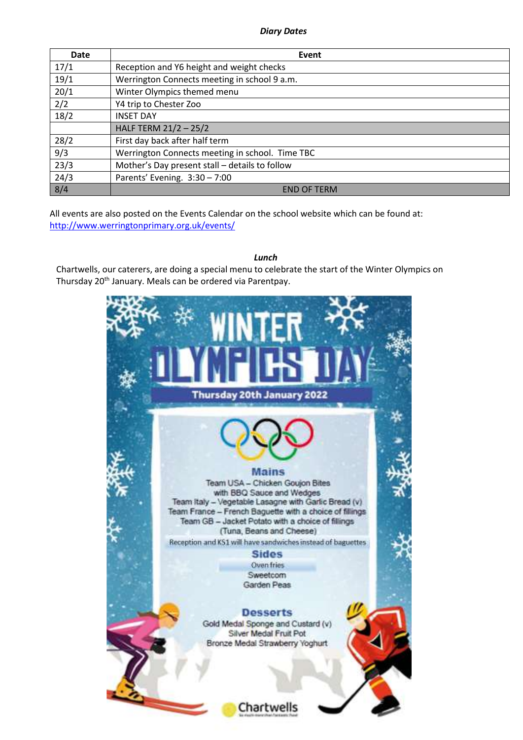### *Diary Dates*

| Date | Event |
|---|---|
| 17/1 | Reception and Y6 height and weight checks |
| 19/1 | Werrington Connects meeting in school 9 a.m. |
| 20/1 | Winter Olympics themed menu |
| 2/2 | Y4 trip to Chester Zoo |
| 18/2 | INSET DAY |
| | HALF TERM 21/2 – 25/2 |
| 28/2 | First day back after half term |
| 9/3 | Werrington Connects meeting in school. Time TBC |
| 23/3 | Mother's Day present stall – details to follow |
| 24/3 | Parents' Evening. 3:30 – 7:00 |
| 8/4 | END OF TERM |

All events are also posted on the Events Calendar on the school website which can be found at:
http://www.werringtonprimary.org.uk/events/

### *Lunch*

Chartwells, our caterers, are doing a special menu to celebrate the start of the Winter Olympics on Thursday 20th January. Meals can be ordered via Parentpay.

**WINTER OLYMPICS DAY**

**Thursday 20th January 2022**

**Mains**

Team USA – Chicken Goujon Bites with BBQ Sauce and Wedges
Team Italy – Vegetable Lasagne with Garlic Bread (v)
Team France – French Baguette with a choice of fillings
Team GB – Jacket Potato with a choice of fillings (Tuna, Beans and Cheese)

Reception and KS1 will have sandwiches instead of baguettes

**Sides**

Oven fries
Sweetcorn
Garden Peas

**Desserts**

Gold Medal Sponge and Custard (v)
Silver Medal Fruit Pot
Bronze Medal Strawberry Yoghurt

Chartwells